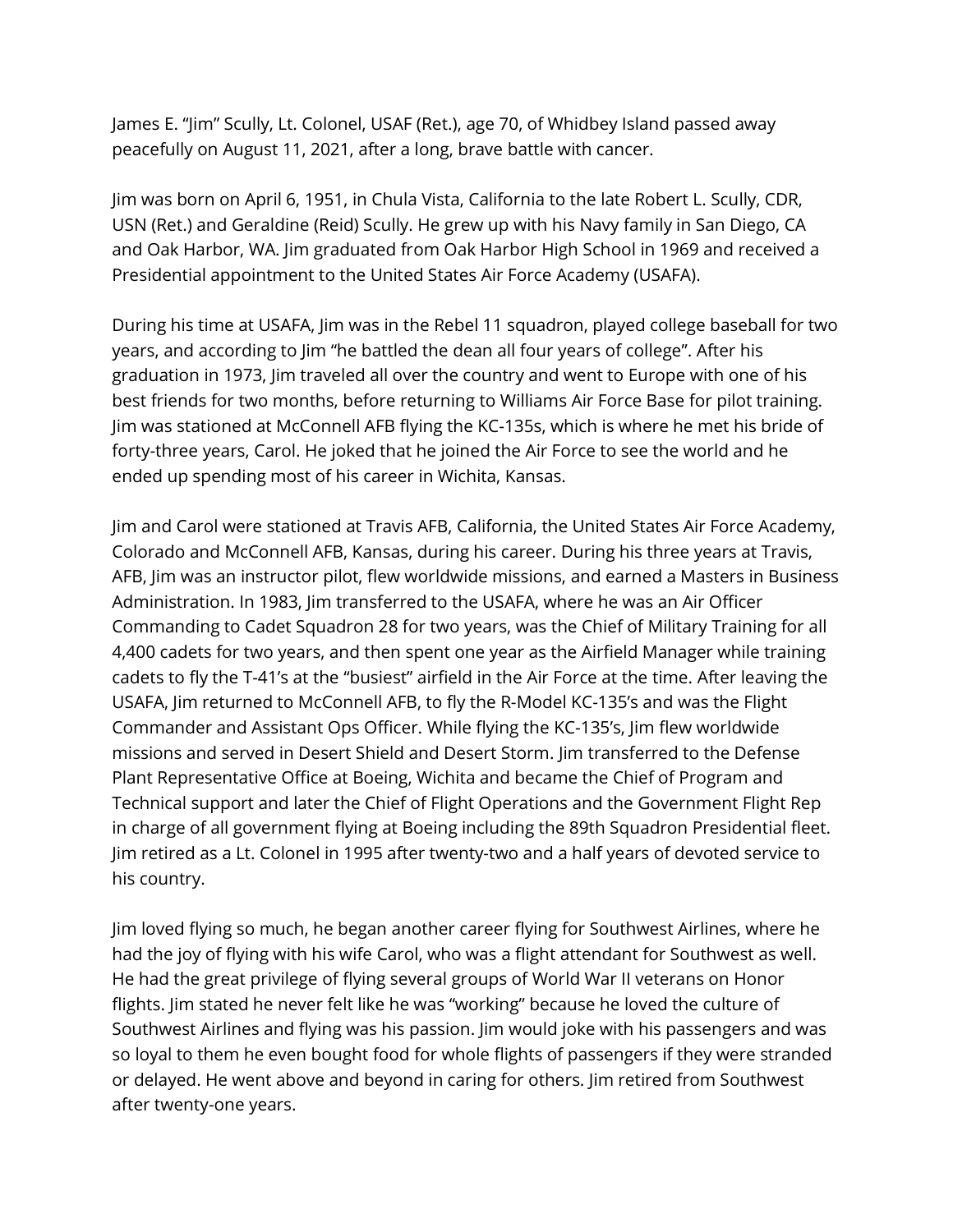James E. "Jim" Scully, Lt. Colonel, USAF (Ret.), age 70, of Whidbey Island passed away peacefully on August 11, 2021, after a long, brave battle with cancer.

Jim was born on April 6, 1951, in Chula Vista, California to the late Robert L. Scully, CDR, USN (Ret.) and Geraldine (Reid) Scully. He grew up with his Navy family in San Diego, CA and Oak Harbor, WA. Jim graduated from Oak Harbor High School in 1969 and received a Presidential appointment to the United States Air Force Academy (USAFA).

During his time at USAFA, Jim was in the Rebel 11 squadron, played college baseball for two years, and according to Jim "he battled the dean all four years of college". After his graduation in 1973, Jim traveled all over the country and went to Europe with one of his best friends for two months, before returning to Williams Air Force Base for pilot training. Jim was stationed at McConnell AFB flying the KC-135s, which is where he met his bride of forty-three years, Carol. He joked that he joined the Air Force to see the world and he ended up spending most of his career in Wichita, Kansas.

Jim and Carol were stationed at Travis AFB, California, the United States Air Force Academy, Colorado and McConnell AFB, Kansas, during his career. During his three years at Travis, AFB, Jim was an instructor pilot, flew worldwide missions, and earned a Masters in Business Administration. In 1983, Jim transferred to the USAFA, where he was an Air Officer Commanding to Cadet Squadron 28 for two years, was the Chief of Military Training for all 4,400 cadets for two years, and then spent one year as the Airfield Manager while training cadets to fly the T-41's at the "busiest" airfield in the Air Force at the time. After leaving the USAFA, Jim returned to McConnell AFB, to fly the R-Model KC-135's and was the Flight Commander and Assistant Ops Officer. While flying the KC-135's, Jim flew worldwide missions and served in Desert Shield and Desert Storm. Jim transferred to the Defense Plant Representative Office at Boeing, Wichita and became the Chief of Program and Technical support and later the Chief of Flight Operations and the Government Flight Rep in charge of all government flying at Boeing including the 89th Squadron Presidential fleet. Jim retired as a Lt. Colonel in 1995 after twenty-two and a half years of devoted service to his country.

Jim loved flying so much, he began another career flying for Southwest Airlines, where he had the joy of flying with his wife Carol, who was a flight attendant for Southwest as well. He had the great privilege of flying several groups of World War II veterans on Honor flights. Jim stated he never felt like he was "working" because he loved the culture of Southwest Airlines and flying was his passion. Jim would joke with his passengers and was so loyal to them he even bought food for whole flights of passengers if they were stranded or delayed. He went above and beyond in caring for others. Jim retired from Southwest after twenty-one years.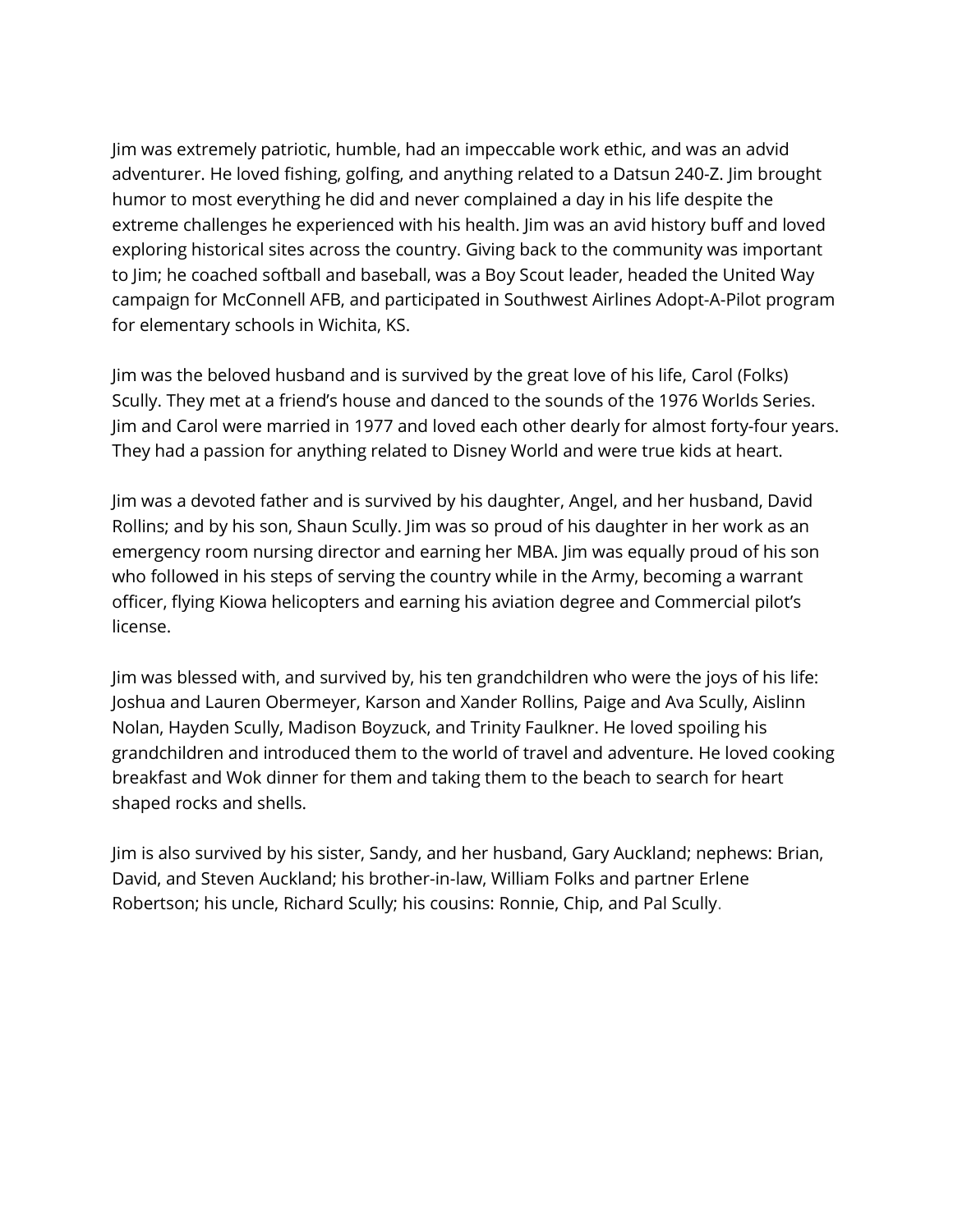Jim was extremely patriotic, humble, had an impeccable work ethic, and was an advid adventurer. He loved fishing, golfing, and anything related to a Datsun 240-Z. Jim brought humor to most everything he did and never complained a day in his life despite the extreme challenges he experienced with his health. Jim was an avid history buff and loved exploring historical sites across the country. Giving back to the community was important to Jim; he coached softball and baseball, was a Boy Scout leader, headed the United Way campaign for McConnell AFB, and participated in Southwest Airlines Adopt-A-Pilot program for elementary schools in Wichita, KS.

Jim was the beloved husband and is survived by the great love of his life, Carol (Folks) Scully. They met at a friend's house and danced to the sounds of the 1976 Worlds Series. Jim and Carol were married in 1977 and loved each other dearly for almost forty-four years. They had a passion for anything related to Disney World and were true kids at heart.

Jim was a devoted father and is survived by his daughter, Angel, and her husband, David Rollins; and by his son, Shaun Scully. Jim was so proud of his daughter in her work as an emergency room nursing director and earning her MBA. Jim was equally proud of his son who followed in his steps of serving the country while in the Army, becoming a warrant officer, flying Kiowa helicopters and earning his aviation degree and Commercial pilot's license.

Jim was blessed with, and survived by, his ten grandchildren who were the joys of his life: Joshua and Lauren Obermeyer, Karson and Xander Rollins, Paige and Ava Scully, Aislinn Nolan, Hayden Scully, Madison Boyzuck, and Trinity Faulkner. He loved spoiling his grandchildren and introduced them to the world of travel and adventure. He loved cooking breakfast and Wok dinner for them and taking them to the beach to search for heart shaped rocks and shells.

Jim is also survived by his sister, Sandy, and her husband, Gary Auckland; nephews: Brian, David, and Steven Auckland; his brother-in-law, William Folks and partner Erlene Robertson; his uncle, Richard Scully; his cousins: Ronnie, Chip, and Pal Scully.